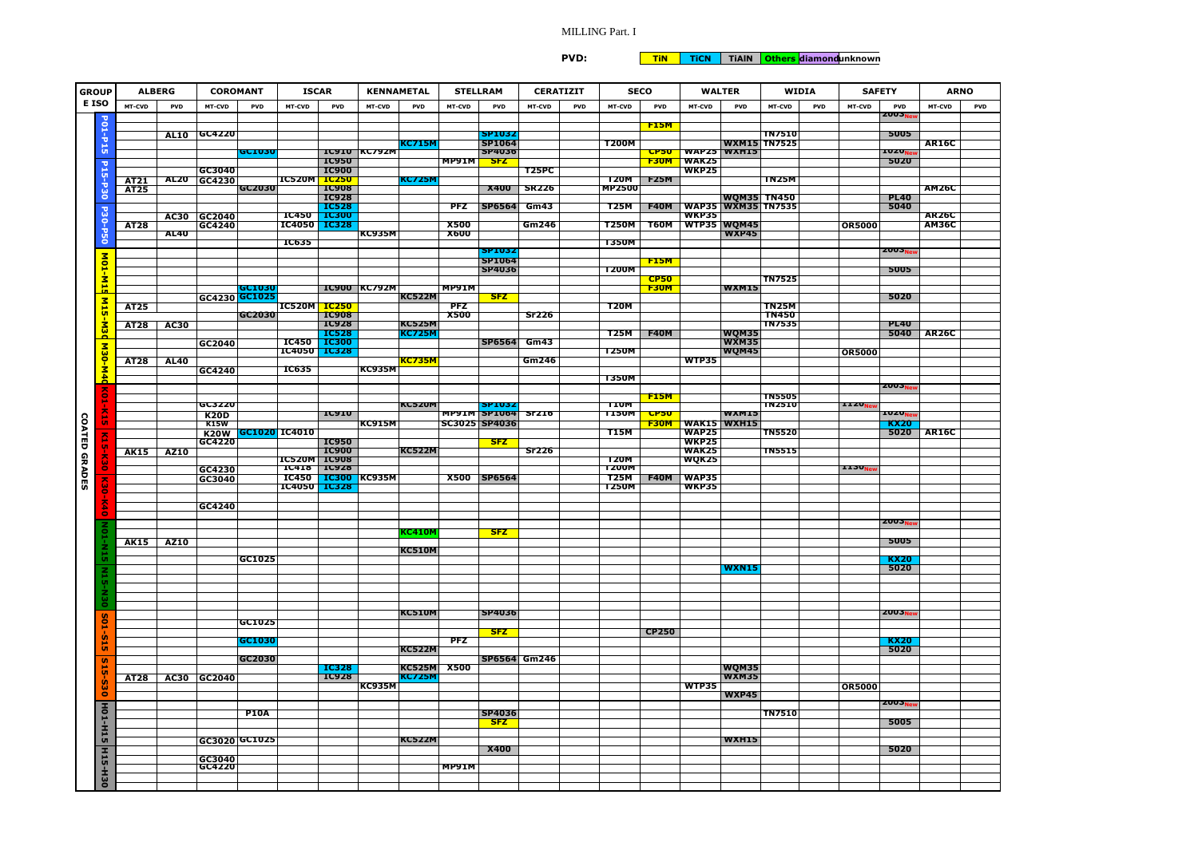# MILLING Part. I

PVD: TiN | TiCN | TiAlN | Others | diamond | unknown

| GROUP | E ISO | ALBERG | | COROMANT | | ISCAR | | KENNAMETAL | | STELLRAM | | CERATIZIT | | SECO | | WALTER | | WIDIA | | SAFETY | | ARNO | |
|---|---|---|---|---|---|---|---|---|---|---|---|---|---|---|---|---|---|---|---|---|---|---|---|---|---|
| | | MT-CVD | PVD | MT-CVD | PVD | MT-CVD | PVD | MT-CVD | PVD | MT-CVD | PVD | MT-CVD | PVD | MT-CVD | PVD | MT-CVD | PVD | MT-CVD | PVD | MT-CVD | PVD | MT-CVD | PVD |
| COATED GRADES | P01-P15 | | | | | | | | | | | | | | | | | | | | 2005 New | | |
| | | | | | | | | | | | | | | | F15M | | | | | | | | |
| | | | AL10 | GC4220 | | | | | | | SP1032 | | | | | | | TN7510 | | | 5005 | | |
| | | | | | | | | | KC715M | | SP1064 | | | T200M | | | WXM15 | TN7525 | | | | AR16C | |
| | | | | | GC1030 | | IC910 | KC792M | | | SP4036 | | | | CP50 | WAP25 | WXH15 | | | | 1020 New | | |
| | P15-P30 | | | | | | IC950 | | | MP91M | SFZ | | | | F30M | WAK25 | | | | | 5020 | | |
| | | | | GC3040 | | | IC900 | | | | | T25PC | | | | WKP25 | | | | | | | |
| | | AT21 | AL20 | GC4230 | | IC520M | IC250 | | KC725M | | | | | T20M | F25M | | | TN25M | | | | | |
| | | AT25 | | | GC2030 | | IC908 | | | | X400 | SR226 | | MP2500 | | | | | | | | AM26C | |
| | | | | | | | IC928 | | | | | | | | | | WQM35 | TN450 | | | PL40 | | |
| | P30-P50 | | | | | | IC528 | | | PFZ | SP6564 | Gm43 | | T25M | F40M | WAP35 | WXM35 | TN7535 | | | 5040 | | |
| | | | AC30 | GC2040 | | IC450 | IC300 | | | | | | | | | WKP35 | | | | | | AR26C | |
| | | AT28 | | GC4240 | | IC4050 | IC328 | | | X500 | | Gm246 | | T250M | T60M | WTP35 | WQM45 | | | OR5000 | | AM36C | |
| | | | AL40 | | | | | KC935M | | X600 | | | | | | | WXP45 | | | | | | |
| | | | | | | IC635 | | | | | | | | T350M | | | | | | | | | |
| | M01-M15 | | | | | | | | | | SP1032 | | | | | | | | | | 2005 New | | |
| | | | | | | | | | | | SP1064 | | | | F15M | | | | | | | | |
| | | | | | | | | | | | SP4036 | | | T200M | | | | | | | 5005 | | |
| | | | | | | | | | | | | | | | CP50 | | | TN7525 | | | | | |
| | | | | | GC1030 | | IC900 | KC792M | | MP91M | | | | | F30M | | WXM15 | | | | | | |
| | M15-M30 | | | GC4230 | GC1025 | | | | KC522M | | SFZ | | | | | | | | | | 5020 | | |
| | | AT25 | | | | IC520M | IC250 | | | PFZ | | | | T20M | | | | TN25M | | | | | |
| | | | | | GC2030 | | IC908 | | | X500 | | Sr226 | | | | | | TN450 | | | | | |
| | | AT28 | AC30 | | | | IC928 | | KC525M | | | | | | | | | TN7535 | | | PL40 | | |
| | | | | | | | IC528 | | KC725M | | | | | T25M | F40M | | WQM35 | | | | 5040 | AR26C | |
| | M30-M40 | | | GC2040 | | IC450 | IC300 | | | | SP6564 | Gm43 | | | | | WXM35 | | | | | | |
| | | | | | | IC4050 | IC328 | | | | | | | T250M | | | WQM45 | | | OR5000 | | | |
| | | AT28 | AL40 | | | | | | KC735M | | | Gm246 | | | | WTP35 | | | | | | | |
| | | | | GC4240 | | IC635 | | KC935M | | | | | | | | | | | | | | | |
| | | | | | | | | | | | | | | T350M | | | | | | | | | |
| | K01-K15 | | | | | | | | | | | | | | | | | | | | 2005 New | | |
| | | | | | | | | | | | | | | | F15M | | | TN5505 | | | | | |
| | | | | GC3220 | | | | | KC520M | | SP1032 | | | T10M | | | | TN2510 | | 1120 New | | | |
| | | | | K20D | | | IC910 | | | MP91M | SP1064 | Sr216 | | T150M | CP50 | | WXM15 | | | | 1020 New | | |
| | | | | K15W | | | | KC915M | | SC3025 | SP4036 | | | | F30M | WAK15 | WXH15 | | | | KX20 | | |
| | K15-K30 | | | K20W | GC1020 | IC4010 | | | | | | | | T15M | | WAP25 | | TN5520 | | | 5020 | AR16C | |
| | | | | GC4220 | | | IC950 | | | | SFZ | | | | | WKP25 | | | | | | | |
| | | AK15 | AZ10 | | | | IC900 | | KC522M | | | Sr226 | | | | WAK25 | | TN5515 | | | | | |
| | | | | | | IC520M | IC908 | | | | | | | T20M | | WQK25 | | | | | | | |
| | | | | GC4230 | | IC418 | IC928 | | | | | | | T200M | | | | | | 1130 New | | | |
| | K30-K40 | | | GC3040 | | IC450 | IC300 | KC935M | | X500 | SP6564 | | | T25M | F40M | WAP35 | | | | | | | |
| | | | | | | IC4050 | IC328 | | | | | | | T250M | | WKP35 | | | | | | | |
| | | | | GC4240 | | | | | | | | | | | | | | | | | | | |
| | N01-N15 | | | | | | | | | | | | | | | | | | | | 2005 New | | |
| | | | | | | | | | KC410M | | SFZ | | | | | | | | | | | | |
| | | AK15 | AZ10 | | | | | | | | | | | | | | | | | | 5005 | | |
| | | | | | | | | | KC510M | | | | | | | | | | | | | | |
| | N15-N30 | | | | GC1025 | | | | | | | | | | | | | | | | KX20 | | |
| | | | | | | | | | | | | | | | | | WXN15 | | | | 5020 | | |
| | S01-S15 | | | | | | | | KC510M | | SP4036 | | | | | | | | | | 2005 New | | |
| | | | | | GC1025 | | | | | | | | | | | | | | | | | | |
| | | | | | | | | | | | SFZ | | | | CP250 | | | | | | | | |
| | | | | | GC1030 | | | | | PFZ | | | | | | | | | | | KX20 | | |
| | | | | | | | | | KC522M | | | | | | | | | | | | 5020 | | |
| | S15-S30 | | | | GC2030 | | | | | | SP6564 | Gm246 | | | | | | | | | | | |
| | | | | | | | IC328 | | KC525M | X500 | | | | | | | WQM35 | | | | | | |
| | | AT28 | AC30 | GC2040 | | | IC928 | | KC725M | | | | | | | | WXM35 | | | | | | |
| | | | | | | | | KC935M | | | | | | | | WTP35 | | | | OR5000 | | | |
| | | | | | | | | | | | | | | | | | WXP45 | | | | | | |
| | H01-H15 | | | | | | | | | | | | | | | | | | | | 2005 New | | |
| | | | | | P10A | | | | | | SP4036 | | | | | | | TN7510 | | | | | |
| | | | | | | | | | | | SFZ | | | | | | | | | | 5005 | | |
| | H15-H30 | | | GC3020 | GC1025 | | | | KC522M | | | | | | | | WXH15 | | | | | | |
| | | | | | | | | | | | X400 | | | | | | | | | | 5020 | | |
| | | | | GC3040 | | | | | | | | | | | | | | | | | | | |
| | | | | GC4220 | | | | | | MP91M | | | | | | | | | | | | | |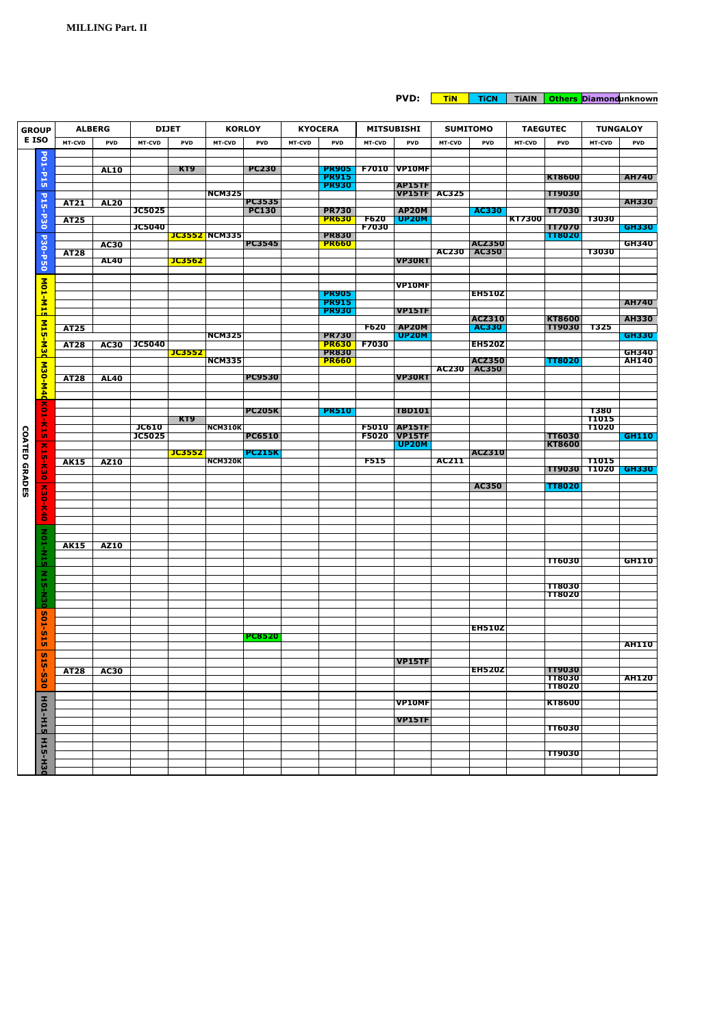**MILLING Part. II**

PVD: TiN | TiCN | TiAlN | Others | Diamond | unknown

| GROUP E ISO | | ALBERG | | DIJET | | KORLOY | | KYOCERA | | MITSUBISHI | | SUMITOMO | | TAEGUTEC | | TUNGALOY | |
|---|---|---|---|---|---|---|---|---|---|---|---|---|---|---|---|---|---|
| | | MT-CVD | PVD | MT-CVD | PVD | MT-CVD | PVD | MT-CVD | PVD | MT-CVD | PVD | MT-CVD | PVD | MT-CVD | PVD | MT-CVD | PVD |
| COATED GRADES | P01-P15 | | AL10 | | KT9 | | PC230 | | PR905 | F7010 | VP10MF | | | | | | |
| | | | | | | | | | PR915 | | | | | | KT8600 | | AH740 |
| | | | | | | | | | PR930 | | AP15TF | | | | | | |
| | P15-P30 | | | | | NCM325 | | | | | VP15TF | AC325 | | | TT9030 | | |
| | | AT21 | AL20 | | | | PC3535 | | | | | | | | | | AH330 |
| | | | | JC5025 | | | PC130 | | PR730 | | AP20M | | AC330 | | TT7030 | | |
| | | AT25 | | | | | | | PR630 | F620 | UP20M | | | KT7300 | | T3030 | |
| | | | | JC5040 | | | | | | F7030 | | | | | TT7070 | | GH330 |
| | P30-P50 | | | | JC3552 | NCM335 | | | PR830 | | | | | | TT8020 | | |
| | | | AC30 | | | | PC3545 | | PR660 | | | | ACZ350 | | | | GH340 |
| | | AT28 | | | | | | | | | | AC230 | AC350 | | | T3030 | |
| | | | AL40 | | JC3562 | | | | | | VP30RT | | | | | | |
| | M01-M15 | | | | | | | | | | VP10MF | | | | | | |
| | | | | | | | | | PR905 | | | | EH510Z | | | | |
| | | | | | | | | | PR915 | | | | | | | | AH740 |
| | | | | | | | | | PR930 | | VP15TF | | | | | | |
| | M15-M30 | | | | | | | | | | | | ACZ310 | | KT8600 | | AH330 |
| | | AT25 | | | | | | | | F620 | AP20M | | AC330 | | TT9030 | T325 | |
| | | | | | | NCM325 | | | PR730 | | UP20M | | | | | | GH330 |
| | | AT28 | AC30 | JC5040 | | | | | PR630 | F7030 | | | EH520Z | | | | |
| | | | | | JC3552 | | | | PR830 | | | | | | | | GH340 |
| | M30-M40 | | | | | NCM335 | | | PR660 | | | | ACZ350 | | TT8020 | | AH140 |
| | | | | | | | | | | | | AC230 | AC350 | | | | |
| | | AT28 | AL40 | | | | PC9530 | | | | VP30RT | | | | | | |
| | K01-K15 | | | | | | PC205K | | PR510 | | TBD101 | | | | | T380 | |
| | | | | | KT9 | | | | | | | | | | | T1015 | |
| | | | | JC610 | | NCM310K | | | | F5010 | AP15TF | | | | | T1020 | |
| | | | | JC5025 | | | PC6510 | | | F5020 | VP15TF | | | | TT6030 | | GH110 |
| | | | | | | | | | | | UP20M | | | | KT8600 | | |
| | K15-K30 | | | | JC3552 | | PC215K | | | | | | ACZ310 | | | | |
| | | AK15 | AZ10 | | | NCM320K | | | | F515 | | AC211 | | | | T1015 | |
| | | | | | | | | | | | | | | | TT9030 | T1020 | GH330 |
| | K30-K40 | | | | | | | | | | | | AC350 | | TT8020 | | |
| | N01-N15 | AK15 | AZ10 | | | | | | | | | | | | | | |
| | | | | | | | | | | | | | | | TT6030 | | GH110 |
| | N15-N30 | | | | | | | | | | | | | | TT8030 | | |
| | | | | | | | | | | | | | | | TT8020 | | |
| | S01-S15 | | | | | | | | | | | | EH510Z | | | | |
| | | | | | | | PC8520 | | | | | | | | | | |
| | | | | | | | | | | | | | | | | | AH110 |
| | S15-S30 | | | | | | | | | | VP15TF | | | | | | |
| | | AT28 | AC30 | | | | | | | | | | EH520Z | | TT9030 | | |
| | | | | | | | | | | | | | | | TT8030 | | AH120 |
| | | | | | | | | | | | | | | | TT8020 | | |
| | H01-H15 | | | | | | | | | | VP10MF | | | | KT8600 | | |
| | | | | | | | | | | | VP15TF | | | | | | |
| | H15-H30 | | | | | | | | | | | | | | TT6030 | | |
| | | | | | | | | | | | | | | | TT9030 | | |